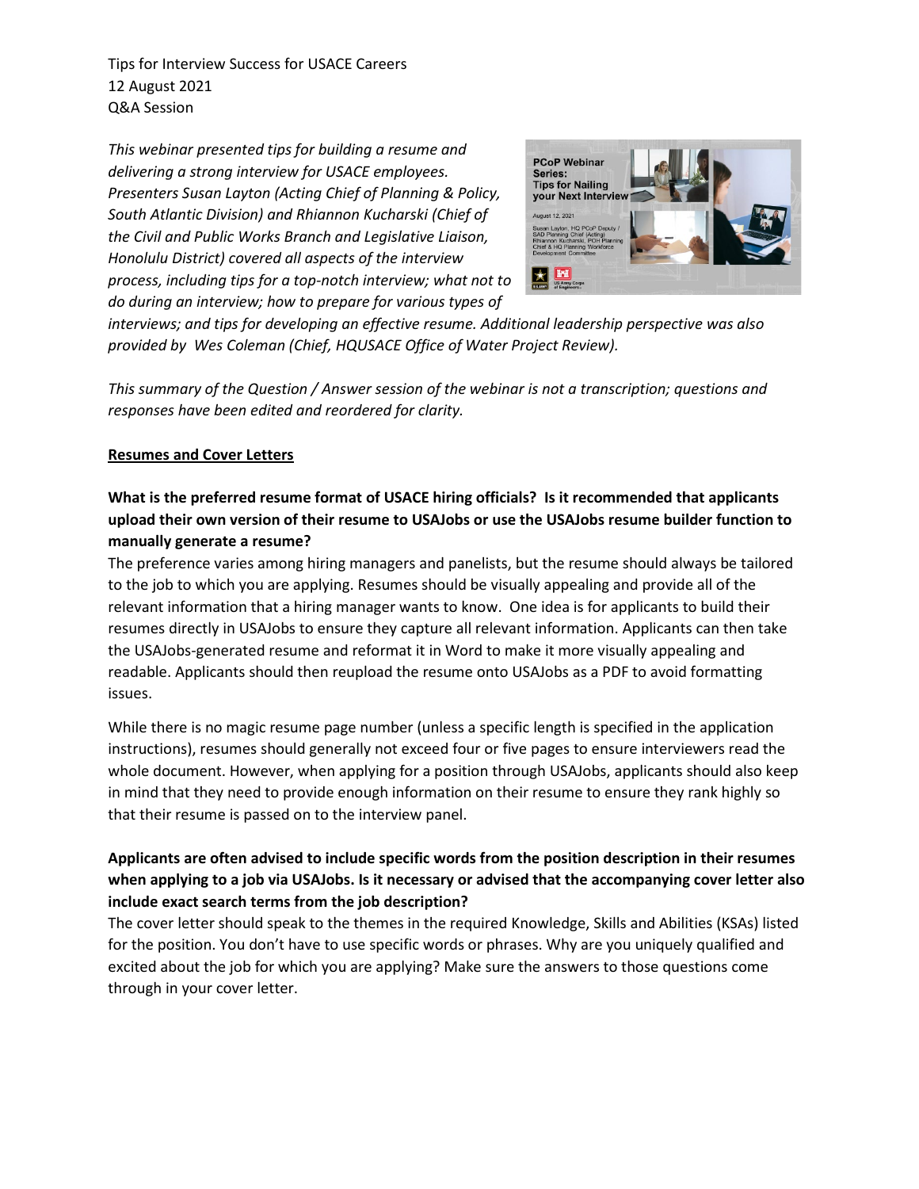Tips for Interview Success for USACE Careers
12 August 2021
Q&A Session

*This webinar presented tips for building a resume and delivering a strong interview for USACE employees. Presenters Susan Layton (Acting Chief of Planning & Policy, South Atlantic Division) and Rhiannon Kucharski (Chief of the Civil and Public Works Branch and Legislative Liaison, Honolulu District) covered all aspects of the interview process, including tips for a top-notch interview; what not to do during an interview; how to prepare for various types of interviews; and tips for developing an effective resume. Additional leadership perspective was also provided by Wes Coleman (Chief, HQUSACE Office of Water Project Review).*

*This summary of the Question / Answer session of the webinar is not a transcription; questions and responses have been edited and reordered for clarity.*

**Resumes and Cover Letters**

**What is the preferred resume format of USACE hiring officials? Is it recommended that applicants upload their own version of their resume to USAJobs or use the USAJobs resume builder function to manually generate a resume?**

The preference varies among hiring managers and panelists, but the resume should always be tailored to the job to which you are applying. Resumes should be visually appealing and provide all of the relevant information that a hiring manager wants to know. One idea is for applicants to build their resumes directly in USAJobs to ensure they capture all relevant information. Applicants can then take the USAJobs-generated resume and reformat it in Word to make it more visually appealing and readable. Applicants should then reupload the resume onto USAJobs as a PDF to avoid formatting issues.

While there is no magic resume page number (unless a specific length is specified in the application instructions), resumes should generally not exceed four or five pages to ensure interviewers read the whole document. However, when applying for a position through USAJobs, applicants should also keep in mind that they need to provide enough information on their resume to ensure they rank highly so that their resume is passed on to the interview panel.

**Applicants are often advised to include specific words from the position description in their resumes when applying to a job via USAJobs. Is it necessary or advised that the accompanying cover letter also include exact search terms from the job description?**

The cover letter should speak to the themes in the required Knowledge, Skills and Abilities (KSAs) listed for the position. You don't have to use specific words or phrases. Why are you uniquely qualified and excited about the job for which you are applying? Make sure the answers to those questions come through in your cover letter.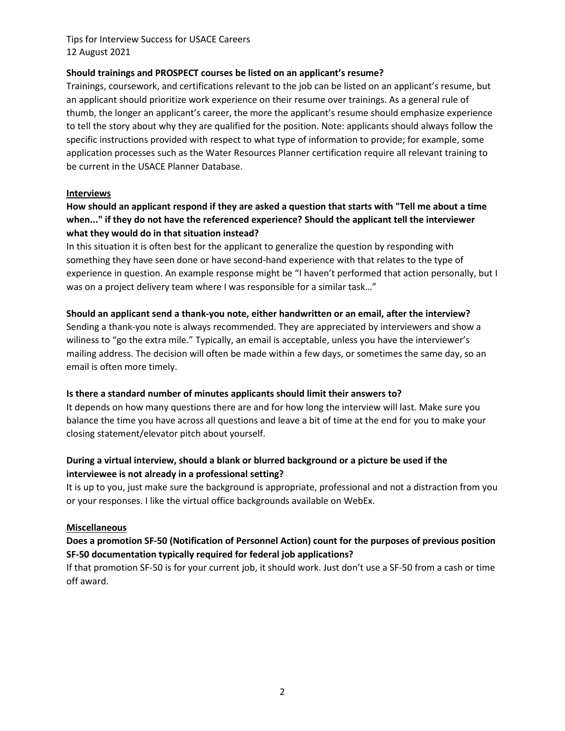**Should trainings and PROSPECT courses be listed on an applicant's resume?**

Trainings, coursework, and certifications relevant to the job can be listed on an applicant's resume, but an applicant should prioritize work experience on their resume over trainings. As a general rule of thumb, the longer an applicant's career, the more the applicant's resume should emphasize experience to tell the story about why they are qualified for the position. Note: applicants should always follow the specific instructions provided with respect to what type of information to provide; for example, some application processes such as the Water Resources Planner certification require all relevant training to be current in the USACE Planner Database.

## Interviews

**How should an applicant respond if they are asked a question that starts with "Tell me about a time when..." if they do not have the referenced experience? Should the applicant tell the interviewer what they would do in that situation instead?**

In this situation it is often best for the applicant to generalize the question by responding with something they have seen done or have second-hand experience with that relates to the type of experience in question. An example response might be "I haven't performed that action personally, but I was on a project delivery team where I was responsible for a similar task…"

**Should an applicant send a thank-you note, either handwritten or an email, after the interview?**

Sending a thank-you note is always recommended. They are appreciated by interviewers and show a wiliness to "go the extra mile." Typically, an email is acceptable, unless you have the interviewer's mailing address. The decision will often be made within a few days, or sometimes the same day, so an email is often more timely.

**Is there a standard number of minutes applicants should limit their answers to?**

It depends on how many questions there are and for how long the interview will last. Make sure you balance the time you have across all questions and leave a bit of time at the end for you to make your closing statement/elevator pitch about yourself.

**During a virtual interview, should a blank or blurred background or a picture be used if the interviewee is not already in a professional setting?**

It is up to you, just make sure the background is appropriate, professional and not a distraction from you or your responses. I like the virtual office backgrounds available on WebEx.

## Miscellaneous

**Does a promotion SF-50 (Notification of Personnel Action) count for the purposes of previous position SF-50 documentation typically required for federal job applications?**

If that promotion SF-50 is for your current job, it should work. Just don't use a SF-50 from a cash or time off award.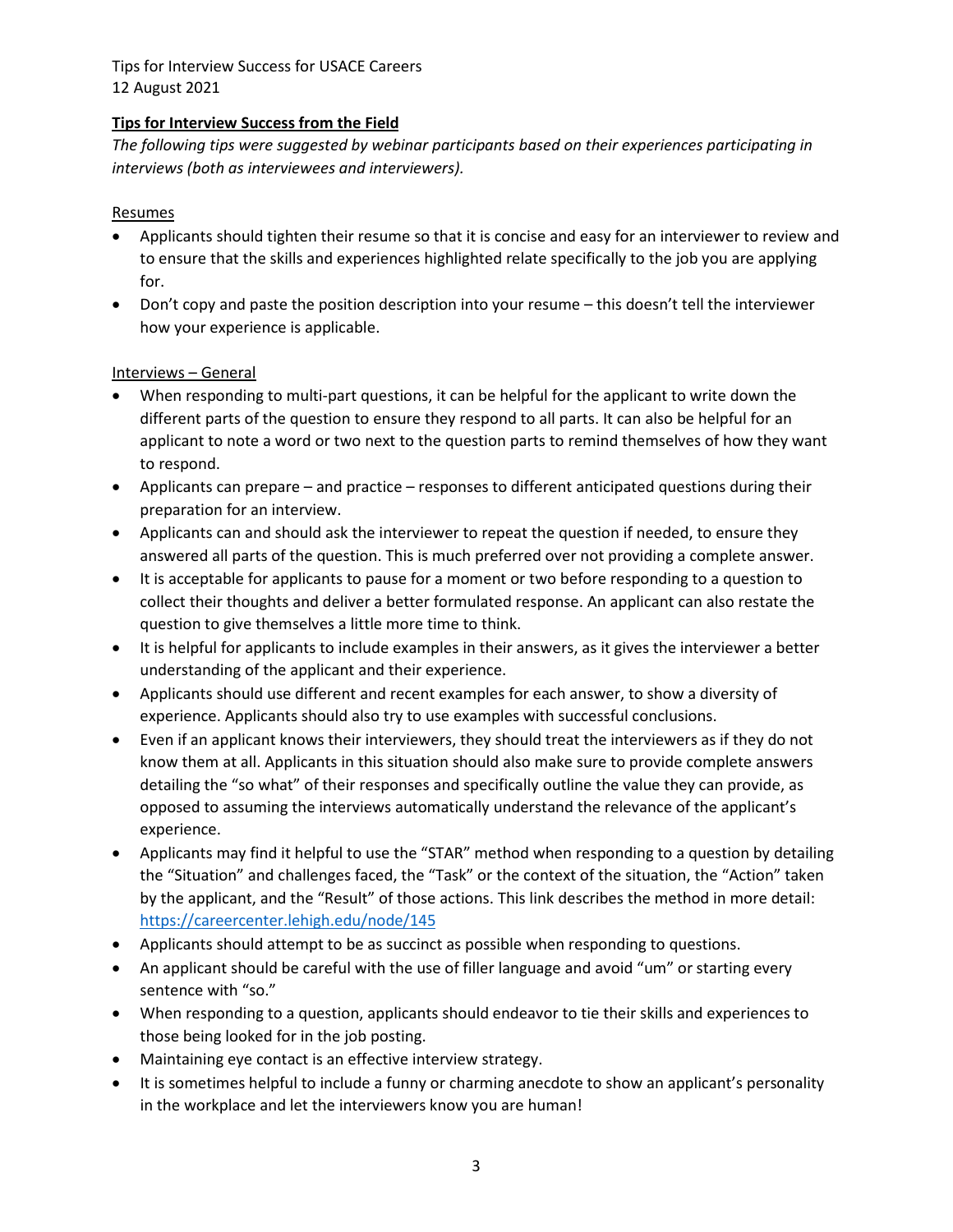## Tips for Interview Success from the Field

*The following tips were suggested by webinar participants based on their experiences participating in interviews (both as interviewees and interviewers).*

### Resumes

- Applicants should tighten their resume so that it is concise and easy for an interviewer to review and to ensure that the skills and experiences highlighted relate specifically to the job you are applying for.
- Don't copy and paste the position description into your resume – this doesn't tell the interviewer how your experience is applicable.

### Interviews – General

- When responding to multi-part questions, it can be helpful for the applicant to write down the different parts of the question to ensure they respond to all parts. It can also be helpful for an applicant to note a word or two next to the question parts to remind themselves of how they want to respond.
- Applicants can prepare – and practice – responses to different anticipated questions during their preparation for an interview.
- Applicants can and should ask the interviewer to repeat the question if needed, to ensure they answered all parts of the question. This is much preferred over not providing a complete answer.
- It is acceptable for applicants to pause for a moment or two before responding to a question to collect their thoughts and deliver a better formulated response. An applicant can also restate the question to give themselves a little more time to think.
- It is helpful for applicants to include examples in their answers, as it gives the interviewer a better understanding of the applicant and their experience.
- Applicants should use different and recent examples for each answer, to show a diversity of experience. Applicants should also try to use examples with successful conclusions.
- Even if an applicant knows their interviewers, they should treat the interviewers as if they do not know them at all. Applicants in this situation should also make sure to provide complete answers detailing the "so what" of their responses and specifically outline the value they can provide, as opposed to assuming the interviews automatically understand the relevance of the applicant's experience.
- Applicants may find it helpful to use the "STAR" method when responding to a question by detailing the "Situation" and challenges faced, the "Task" or the context of the situation, the "Action" taken by the applicant, and the "Result" of those actions. This link describes the method in more detail: https://careercenter.lehigh.edu/node/145
- Applicants should attempt to be as succinct as possible when responding to questions.
- An applicant should be careful with the use of filler language and avoid "um" or starting every sentence with "so."
- When responding to a question, applicants should endeavor to tie their skills and experiences to those being looked for in the job posting.
- Maintaining eye contact is an effective interview strategy.
- It is sometimes helpful to include a funny or charming anecdote to show an applicant's personality in the workplace and let the interviewers know you are human!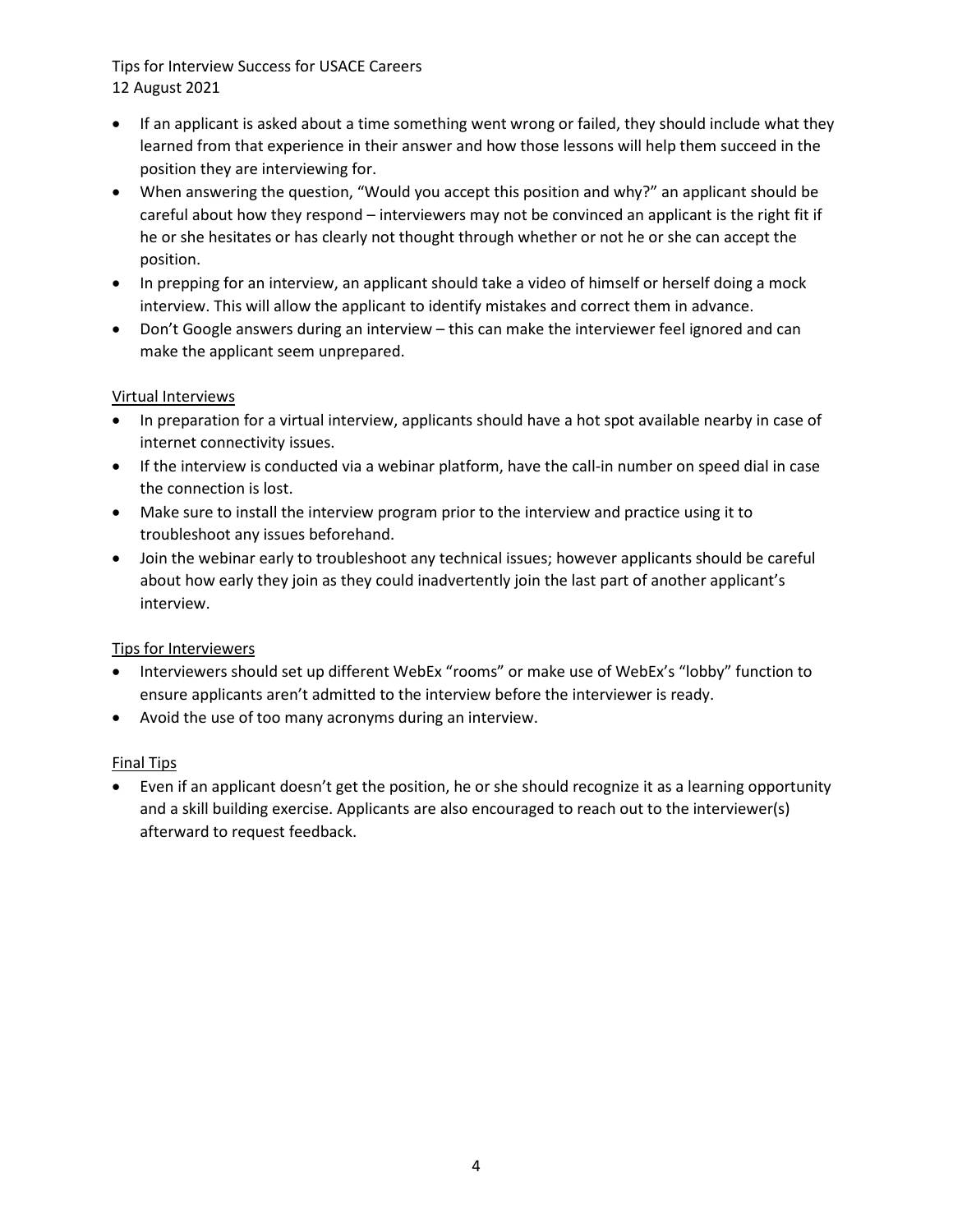- If an applicant is asked about a time something went wrong or failed, they should include what they learned from that experience in their answer and how those lessons will help them succeed in the position they are interviewing for.
- When answering the question, "Would you accept this position and why?" an applicant should be careful about how they respond – interviewers may not be convinced an applicant is the right fit if he or she hesitates or has clearly not thought through whether or not he or she can accept the position.
- In prepping for an interview, an applicant should take a video of himself or herself doing a mock interview. This will allow the applicant to identify mistakes and correct them in advance.
- Don't Google answers during an interview – this can make the interviewer feel ignored and can make the applicant seem unprepared.

## Virtual Interviews

- In preparation for a virtual interview, applicants should have a hot spot available nearby in case of internet connectivity issues.
- If the interview is conducted via a webinar platform, have the call-in number on speed dial in case the connection is lost.
- Make sure to install the interview program prior to the interview and practice using it to troubleshoot any issues beforehand.
- Join the webinar early to troubleshoot any technical issues; however applicants should be careful about how early they join as they could inadvertently join the last part of another applicant's interview.

## Tips for Interviewers

- Interviewers should set up different WebEx "rooms" or make use of WebEx's "lobby" function to ensure applicants aren't admitted to the interview before the interviewer is ready.
- Avoid the use of too many acronyms during an interview.

## Final Tips

- Even if an applicant doesn't get the position, he or she should recognize it as a learning opportunity and a skill building exercise. Applicants are also encouraged to reach out to the interviewer(s) afterward to request feedback.